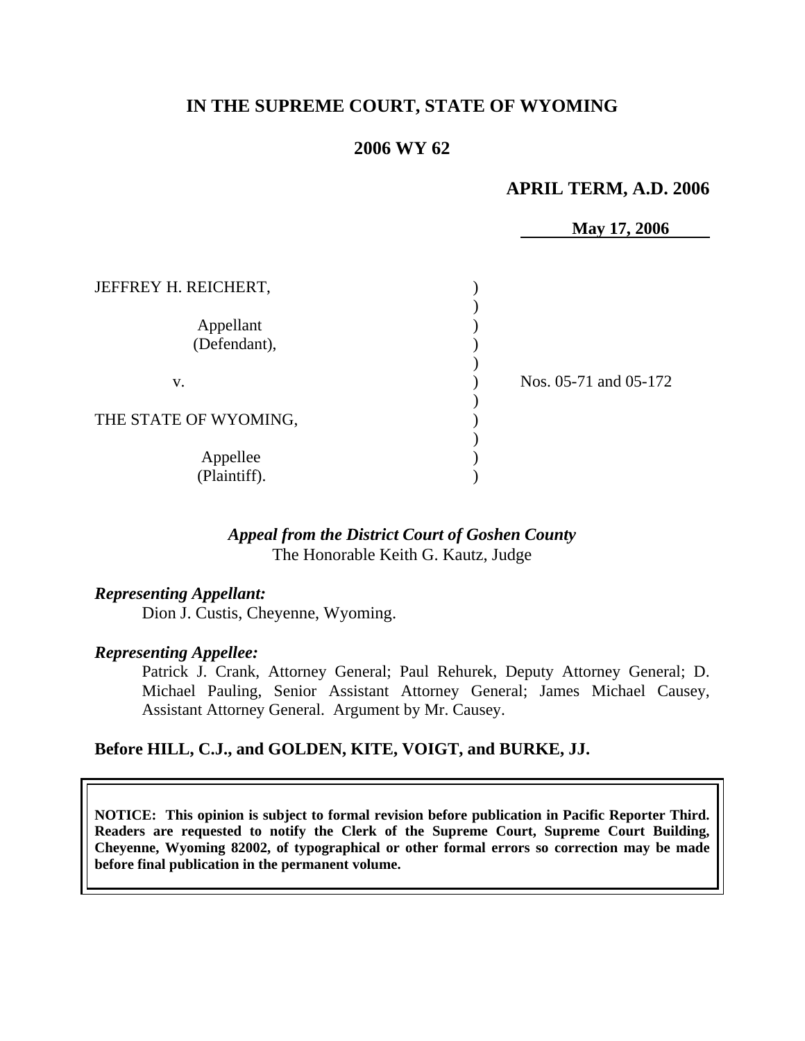# IN THE SUPREME COURT, STATE OF WYOMING

## 2006 WY 62

**APRIL TERM, A.D. 2006**

**May 17, 2006**

JEFFREY H. REICHERT,

Appellant
(Defendant),

v.

THE STATE OF WYOMING,

Appellee
(Plaintiff).

Nos. 05-71 and 05-172

*Appeal from the District Court of Goshen County*
The Honorable Keith G. Kautz, Judge

***Representing Appellant:***
Dion J. Custis, Cheyenne, Wyoming.

***Representing Appellee:***
Patrick J. Crank, Attorney General; Paul Rehurek, Deputy Attorney General; D. Michael Pauling, Senior Assistant Attorney General; James Michael Causey, Assistant Attorney General. Argument by Mr. Causey.

**Before HILL, C.J., and GOLDEN, KITE, VOIGT, and BURKE, JJ.**

**NOTICE: This opinion is subject to formal revision before publication in Pacific Reporter Third. Readers are requested to notify the Clerk of the Supreme Court, Supreme Court Building, Cheyenne, Wyoming 82002, of typographical or other formal errors so correction may be made before final publication in the permanent volume.**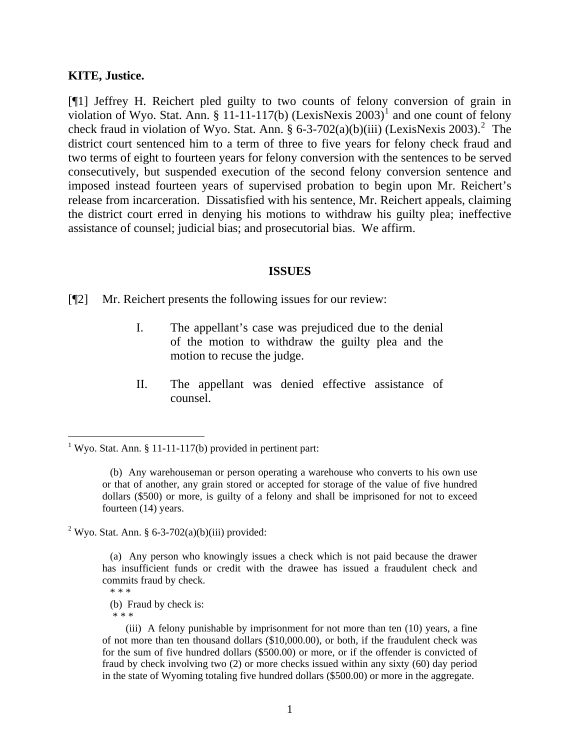**KITE, Justice.**

[¶1] Jeffrey H. Reichert pled guilty to two counts of felony conversion of grain in violation of Wyo. Stat. Ann. § 11-11-117(b) (LexisNexis 2003)[1] and one count of felony check fraud in violation of Wyo. Stat. Ann. § 6-3-702(a)(b)(iii) (LexisNexis 2003).[2] The district court sentenced him to a term of three to five years for felony check fraud and two terms of eight to fourteen years for felony conversion with the sentences to be served consecutively, but suspended execution of the second felony conversion sentence and imposed instead fourteen years of supervised probation to begin upon Mr. Reichert's release from incarceration. Dissatisfied with his sentence, Mr. Reichert appeals, claiming the district court erred in denying his motions to withdraw his guilty plea; ineffective assistance of counsel; judicial bias; and prosecutorial bias. We affirm.

## ISSUES

[¶2] Mr. Reichert presents the following issues for our review:

> I. The appellant's case was prejudiced due to the denial of the motion to withdraw the guilty plea and the motion to recuse the judge.
>
> II. The appellant was denied effective assistance of counsel.

---

[1] Wyo. Stat. Ann. § 11-11-117(b) provided in pertinent part:

> (b) Any warehouseman or person operating a warehouse who converts to his own use or that of another, any grain stored or accepted for storage of the value of five hundred dollars ($500) or more, is guilty of a felony and shall be imprisoned for not to exceed fourteen (14) years.

[2] Wyo. Stat. Ann. § 6-3-702(a)(b)(iii) provided:

> (a) Any person who knowingly issues a check which is not paid because the drawer has insufficient funds or credit with the drawee has issued a fraudulent check and commits fraud by check.
>
> * * *
>
> (b) Fraud by check is:
>
> * * *
>
> (iii) A felony punishable by imprisonment for not more than ten (10) years, a fine of not more than ten thousand dollars ($10,000.00), or both, if the fraudulent check was for the sum of five hundred dollars ($500.00) or more, or if the offender is convicted of fraud by check involving two (2) or more checks issued within any sixty (60) day period in the state of Wyoming totaling five hundred dollars ($500.00) or more in the aggregate.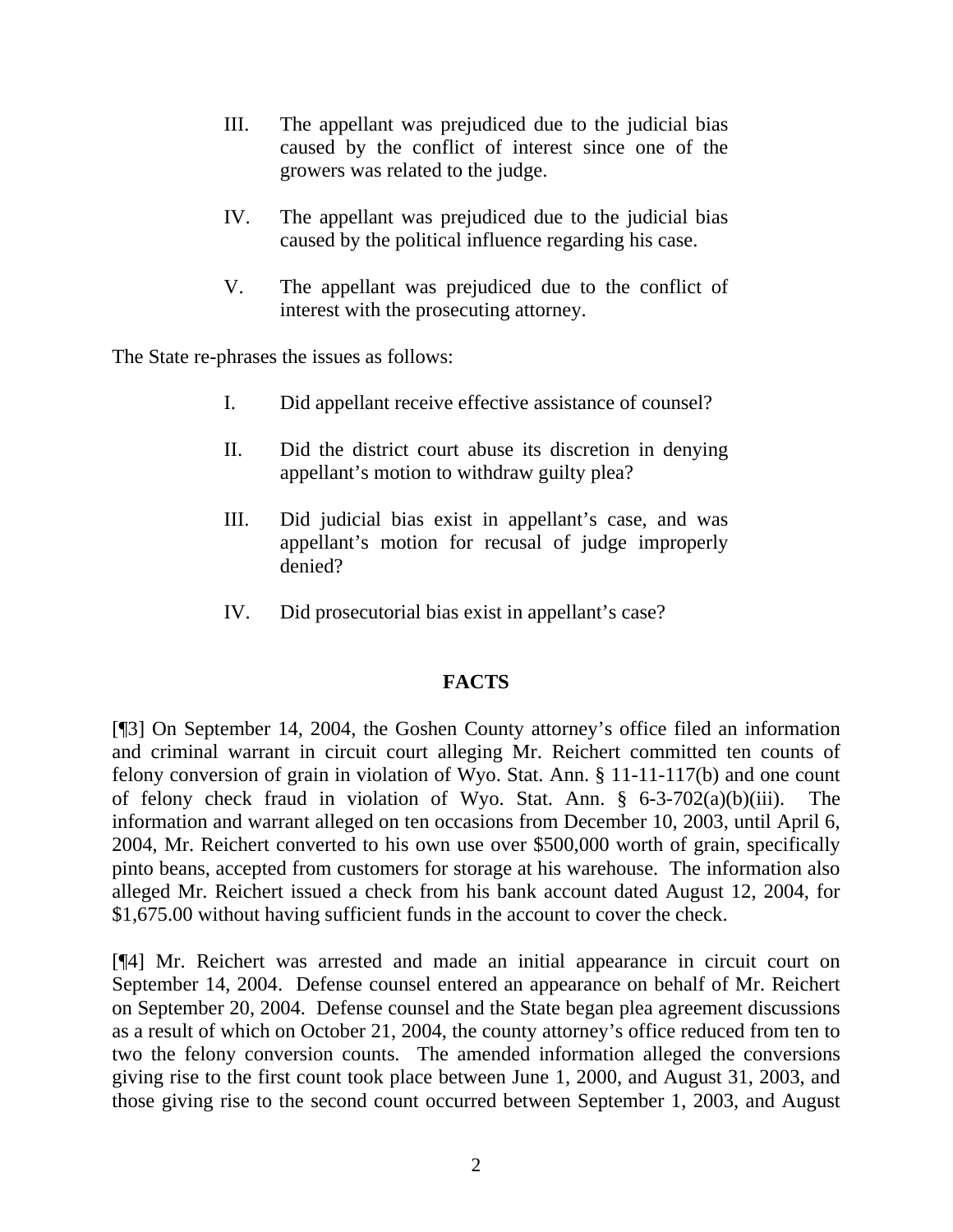III. The appellant was prejudiced due to the judicial bias caused by the conflict of interest since one of the growers was related to the judge.

IV. The appellant was prejudiced due to the judicial bias caused by the political influence regarding his case.

V. The appellant was prejudiced due to the conflict of interest with the prosecuting attorney.

The State re-phrases the issues as follows:

I. Did appellant receive effective assistance of counsel?

II. Did the district court abuse its discretion in denying appellant's motion to withdraw guilty plea?

III. Did judicial bias exist in appellant's case, and was appellant's motion for recusal of judge improperly denied?

IV. Did prosecutorial bias exist in appellant's case?

## FACTS

[¶3] On September 14, 2004, the Goshen County attorney's office filed an information and criminal warrant in circuit court alleging Mr. Reichert committed ten counts of felony conversion of grain in violation of Wyo. Stat. Ann. § 11-11-117(b) and one count of felony check fraud in violation of Wyo. Stat. Ann. § 6-3-702(a)(b)(iii). The information and warrant alleged on ten occasions from December 10, 2003, until April 6, 2004, Mr. Reichert converted to his own use over $500,000 worth of grain, specifically pinto beans, accepted from customers for storage at his warehouse. The information also alleged Mr. Reichert issued a check from his bank account dated August 12, 2004, for $1,675.00 without having sufficient funds in the account to cover the check.

[¶4] Mr. Reichert was arrested and made an initial appearance in circuit court on September 14, 2004. Defense counsel entered an appearance on behalf of Mr. Reichert on September 20, 2004. Defense counsel and the State began plea agreement discussions as a result of which on October 21, 2004, the county attorney's office reduced from ten to two the felony conversion counts. The amended information alleged the conversions giving rise to the first count took place between June 1, 2000, and August 31, 2003, and those giving rise to the second count occurred between September 1, 2003, and August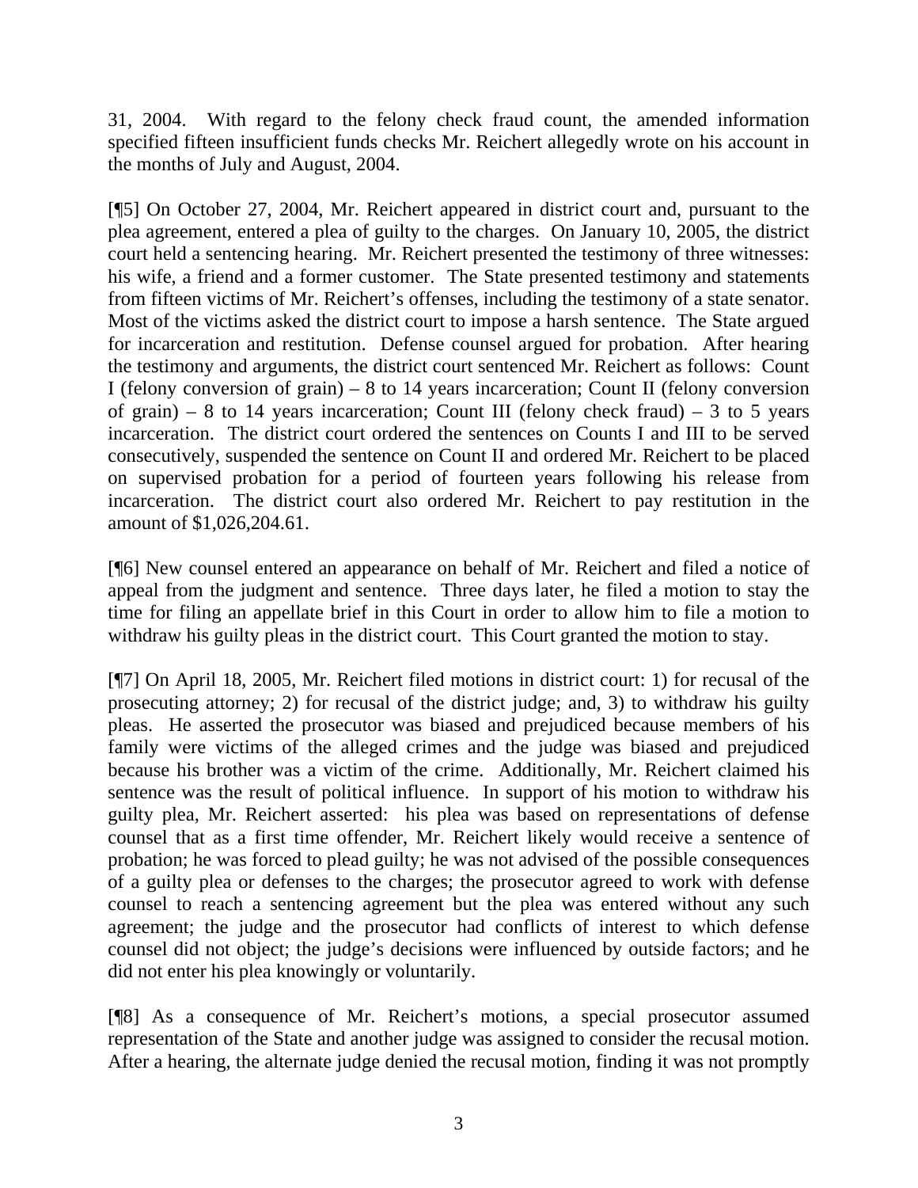31, 2004. With regard to the felony check fraud count, the amended information specified fifteen insufficient funds checks Mr. Reichert allegedly wrote on his account in the months of July and August, 2004.

[¶5] On October 27, 2004, Mr. Reichert appeared in district court and, pursuant to the plea agreement, entered a plea of guilty to the charges. On January 10, 2005, the district court held a sentencing hearing. Mr. Reichert presented the testimony of three witnesses: his wife, a friend and a former customer. The State presented testimony and statements from fifteen victims of Mr. Reichert's offenses, including the testimony of a state senator. Most of the victims asked the district court to impose a harsh sentence. The State argued for incarceration and restitution. Defense counsel argued for probation. After hearing the testimony and arguments, the district court sentenced Mr. Reichert as follows: Count I (felony conversion of grain) – 8 to 14 years incarceration; Count II (felony conversion of grain) – 8 to 14 years incarceration; Count III (felony check fraud) – 3 to 5 years incarceration. The district court ordered the sentences on Counts I and III to be served consecutively, suspended the sentence on Count II and ordered Mr. Reichert to be placed on supervised probation for a period of fourteen years following his release from incarceration. The district court also ordered Mr. Reichert to pay restitution in the amount of $1,026,204.61.

[¶6] New counsel entered an appearance on behalf of Mr. Reichert and filed a notice of appeal from the judgment and sentence. Three days later, he filed a motion to stay the time for filing an appellate brief in this Court in order to allow him to file a motion to withdraw his guilty pleas in the district court. This Court granted the motion to stay.

[¶7] On April 18, 2005, Mr. Reichert filed motions in district court: 1) for recusal of the prosecuting attorney; 2) for recusal of the district judge; and, 3) to withdraw his guilty pleas. He asserted the prosecutor was biased and prejudiced because members of his family were victims of the alleged crimes and the judge was biased and prejudiced because his brother was a victim of the crime. Additionally, Mr. Reichert claimed his sentence was the result of political influence. In support of his motion to withdraw his guilty plea, Mr. Reichert asserted: his plea was based on representations of defense counsel that as a first time offender, Mr. Reichert likely would receive a sentence of probation; he was forced to plead guilty; he was not advised of the possible consequences of a guilty plea or defenses to the charges; the prosecutor agreed to work with defense counsel to reach a sentencing agreement but the plea was entered without any such agreement; the judge and the prosecutor had conflicts of interest to which defense counsel did not object; the judge's decisions were influenced by outside factors; and he did not enter his plea knowingly or voluntarily.

[¶8] As a consequence of Mr. Reichert's motions, a special prosecutor assumed representation of the State and another judge was assigned to consider the recusal motion. After a hearing, the alternate judge denied the recusal motion, finding it was not promptly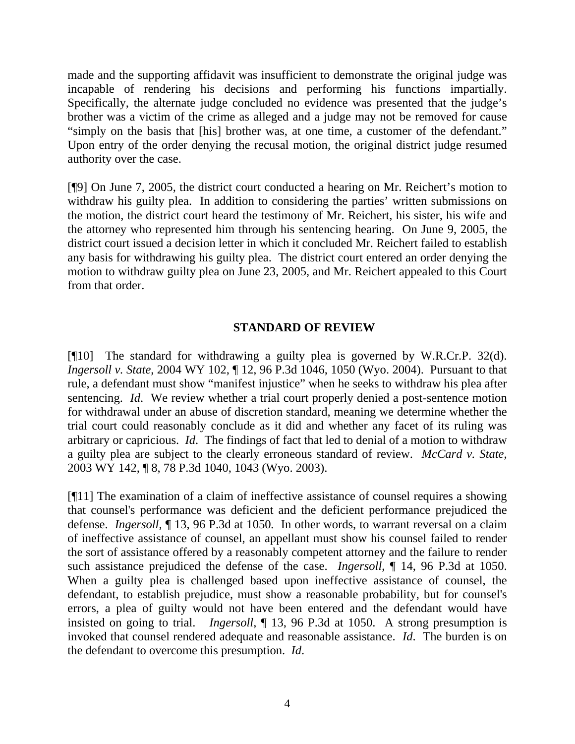made and the supporting affidavit was insufficient to demonstrate the original judge was incapable of rendering his decisions and performing his functions impartially. Specifically, the alternate judge concluded no evidence was presented that the judge's brother was a victim of the crime as alleged and a judge may not be removed for cause "simply on the basis that [his] brother was, at one time, a customer of the defendant." Upon entry of the order denying the recusal motion, the original district judge resumed authority over the case.

[¶9] On June 7, 2005, the district court conducted a hearing on Mr. Reichert's motion to withdraw his guilty plea. In addition to considering the parties' written submissions on the motion, the district court heard the testimony of Mr. Reichert, his sister, his wife and the attorney who represented him through his sentencing hearing. On June 9, 2005, the district court issued a decision letter in which it concluded Mr. Reichert failed to establish any basis for withdrawing his guilty plea. The district court entered an order denying the motion to withdraw guilty plea on June 23, 2005, and Mr. Reichert appealed to this Court from that order.

## STANDARD OF REVIEW

[¶10] The standard for withdrawing a guilty plea is governed by W.R.Cr.P. 32(d). *Ingersoll v. State*, 2004 WY 102, ¶ 12, 96 P.3d 1046, 1050 (Wyo. 2004). Pursuant to that rule, a defendant must show "manifest injustice" when he seeks to withdraw his plea after sentencing. *Id*. We review whether a trial court properly denied a post-sentence motion for withdrawal under an abuse of discretion standard, meaning we determine whether the trial court could reasonably conclude as it did and whether any facet of its ruling was arbitrary or capricious. *Id.* The findings of fact that led to denial of a motion to withdraw a guilty plea are subject to the clearly erroneous standard of review. *McCard v. State,* 2003 WY 142, ¶ 8, 78 P.3d 1040, 1043 (Wyo. 2003).

[¶11] The examination of a claim of ineffective assistance of counsel requires a showing that counsel's performance was deficient and the deficient performance prejudiced the defense. *Ingersoll*, ¶ 13, 96 P.3d at 1050. In other words, to warrant reversal on a claim of ineffective assistance of counsel, an appellant must show his counsel failed to render the sort of assistance offered by a reasonably competent attorney and the failure to render such assistance prejudiced the defense of the case. *Ingersoll*, ¶ 14, 96 P.3d at 1050. When a guilty plea is challenged based upon ineffective assistance of counsel, the defendant, to establish prejudice, must show a reasonable probability, but for counsel's errors, a plea of guilty would not have been entered and the defendant would have insisted on going to trial. *Ingersoll*, ¶ 13, 96 P.3d at 1050. A strong presumption is invoked that counsel rendered adequate and reasonable assistance. *Id*. The burden is on the defendant to overcome this presumption. *Id*.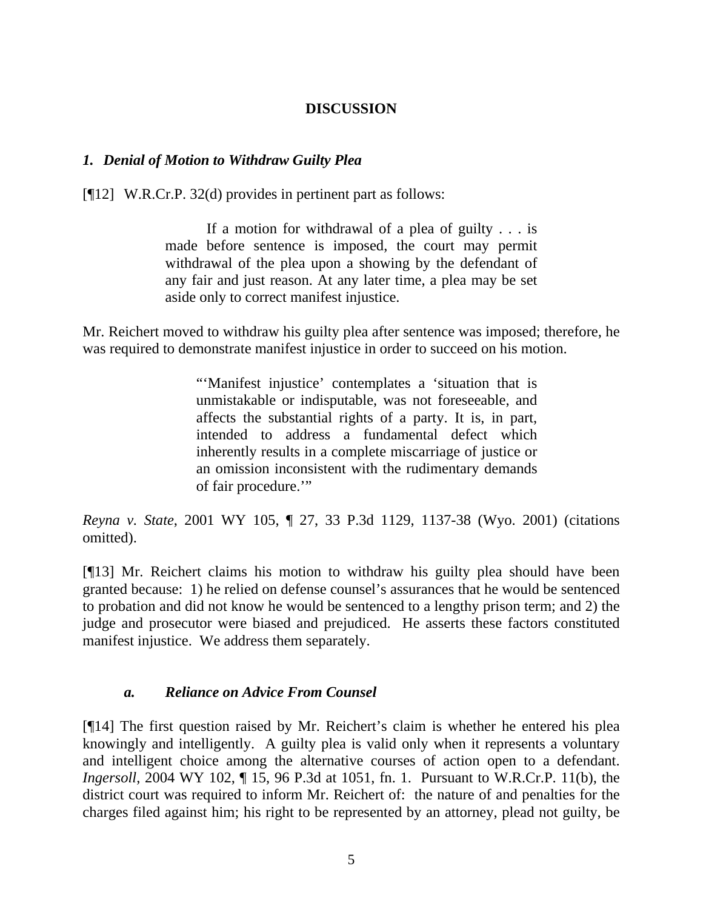## DISCUSSION

### *1. Denial of Motion to Withdraw Guilty Plea*

[¶12] W.R.Cr.P. 32(d) provides in pertinent part as follows:

> If a motion for withdrawal of a plea of guilty . . . is made before sentence is imposed, the court may permit withdrawal of the plea upon a showing by the defendant of any fair and just reason. At any later time, a plea may be set aside only to correct manifest injustice.

Mr. Reichert moved to withdraw his guilty plea after sentence was imposed; therefore, he was required to demonstrate manifest injustice in order to succeed on his motion.

> "'Manifest injustice' contemplates a 'situation that is unmistakable or indisputable, was not foreseeable, and affects the substantial rights of a party. It is, in part, intended to address a fundamental defect which inherently results in a complete miscarriage of justice or an omission inconsistent with the rudimentary demands of fair procedure.'"

*Reyna v. State*, 2001 WY 105, ¶ 27, 33 P.3d 1129, 1137-38 (Wyo. 2001) (citations omitted).

[¶13] Mr. Reichert claims his motion to withdraw his guilty plea should have been granted because: 1) he relied on defense counsel's assurances that he would be sentenced to probation and did not know he would be sentenced to a lengthy prison term; and 2) the judge and prosecutor were biased and prejudiced. He asserts these factors constituted manifest injustice. We address them separately.

#### *a. Reliance on Advice From Counsel*

[¶14] The first question raised by Mr. Reichert's claim is whether he entered his plea knowingly and intelligently. A guilty plea is valid only when it represents a voluntary and intelligent choice among the alternative courses of action open to a defendant. *Ingersoll*, 2004 WY 102, ¶ 15, 96 P.3d at 1051, fn. 1. Pursuant to W.R.Cr.P. 11(b), the district court was required to inform Mr. Reichert of: the nature of and penalties for the charges filed against him; his right to be represented by an attorney, plead not guilty, be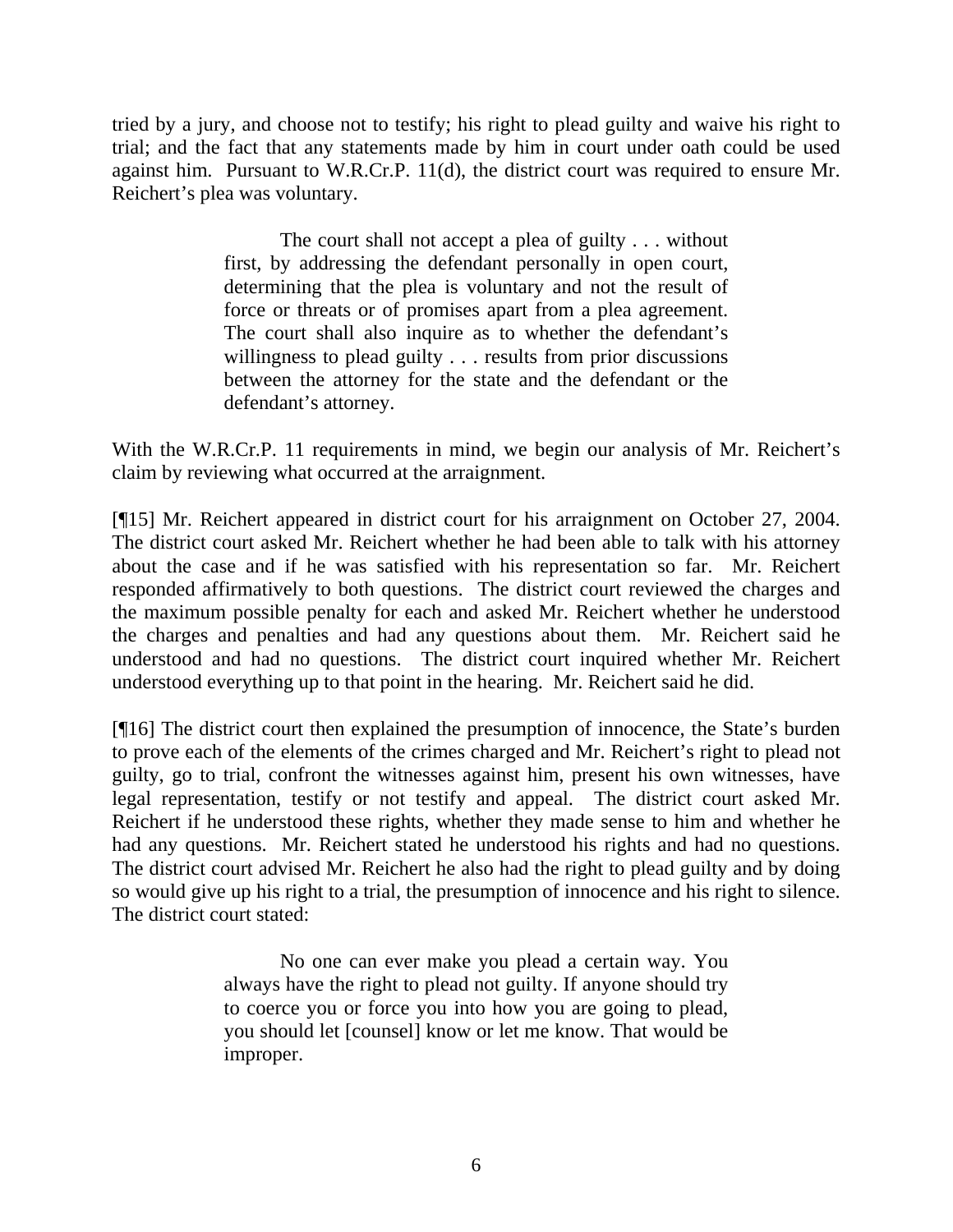tried by a jury, and choose not to testify; his right to plead guilty and waive his right to trial; and the fact that any statements made by him in court under oath could be used against him. Pursuant to W.R.Cr.P. 11(d), the district court was required to ensure Mr. Reichert's plea was voluntary.

> The court shall not accept a plea of guilty . . . without first, by addressing the defendant personally in open court, determining that the plea is voluntary and not the result of force or threats or of promises apart from a plea agreement. The court shall also inquire as to whether the defendant's willingness to plead guilty . . . results from prior discussions between the attorney for the state and the defendant or the defendant's attorney.

With the W.R.Cr.P. 11 requirements in mind, we begin our analysis of Mr. Reichert's claim by reviewing what occurred at the arraignment.

[¶15] Mr. Reichert appeared in district court for his arraignment on October 27, 2004. The district court asked Mr. Reichert whether he had been able to talk with his attorney about the case and if he was satisfied with his representation so far. Mr. Reichert responded affirmatively to both questions. The district court reviewed the charges and the maximum possible penalty for each and asked Mr. Reichert whether he understood the charges and penalties and had any questions about them. Mr. Reichert said he understood and had no questions. The district court inquired whether Mr. Reichert understood everything up to that point in the hearing. Mr. Reichert said he did.

[¶16] The district court then explained the presumption of innocence, the State's burden to prove each of the elements of the crimes charged and Mr. Reichert's right to plead not guilty, go to trial, confront the witnesses against him, present his own witnesses, have legal representation, testify or not testify and appeal. The district court asked Mr. Reichert if he understood these rights, whether they made sense to him and whether he had any questions. Mr. Reichert stated he understood his rights and had no questions. The district court advised Mr. Reichert he also had the right to plead guilty and by doing so would give up his right to a trial, the presumption of innocence and his right to silence. The district court stated:

> No one can ever make you plead a certain way. You always have the right to plead not guilty. If anyone should try to coerce you or force you into how you are going to plead, you should let [counsel] know or let me know. That would be improper.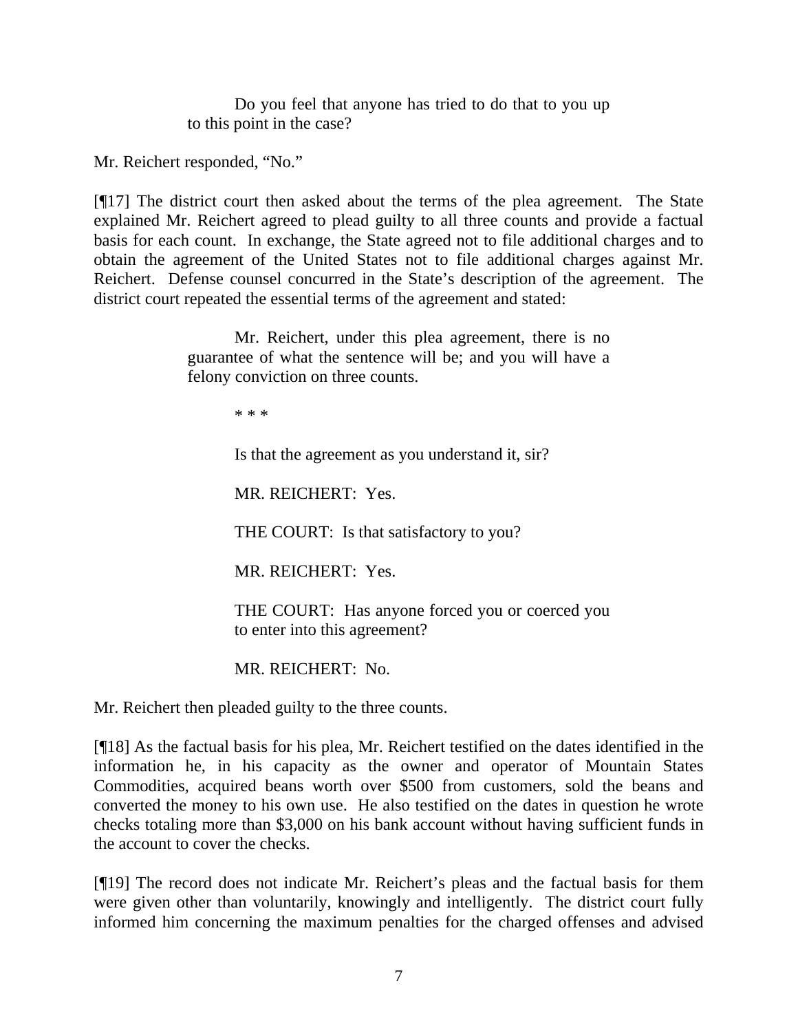> Do you feel that anyone has tried to do that to you up to this point in the case?

Mr. Reichert responded, "No."

[¶17] The district court then asked about the terms of the plea agreement. The State explained Mr. Reichert agreed to plead guilty to all three counts and provide a factual basis for each count. In exchange, the State agreed not to file additional charges and to obtain the agreement of the United States not to file additional charges against Mr. Reichert. Defense counsel concurred in the State's description of the agreement. The district court repeated the essential terms of the agreement and stated:

> Mr. Reichert, under this plea agreement, there is no guarantee of what the sentence will be; and you will have a felony conviction on three counts.
>
> * * *
>
> Is that the agreement as you understand it, sir?
>
> MR. REICHERT: Yes.
>
> THE COURT: Is that satisfactory to you?
>
> MR. REICHERT: Yes.
>
> THE COURT: Has anyone forced you or coerced you to enter into this agreement?
>
> MR. REICHERT: No.

Mr. Reichert then pleaded guilty to the three counts.

[¶18] As the factual basis for his plea, Mr. Reichert testified on the dates identified in the information he, in his capacity as the owner and operator of Mountain States Commodities, acquired beans worth over $500 from customers, sold the beans and converted the money to his own use. He also testified on the dates in question he wrote checks totaling more than $3,000 on his bank account without having sufficient funds in the account to cover the checks.

[¶19] The record does not indicate Mr. Reichert's pleas and the factual basis for them were given other than voluntarily, knowingly and intelligently. The district court fully informed him concerning the maximum penalties for the charged offenses and advised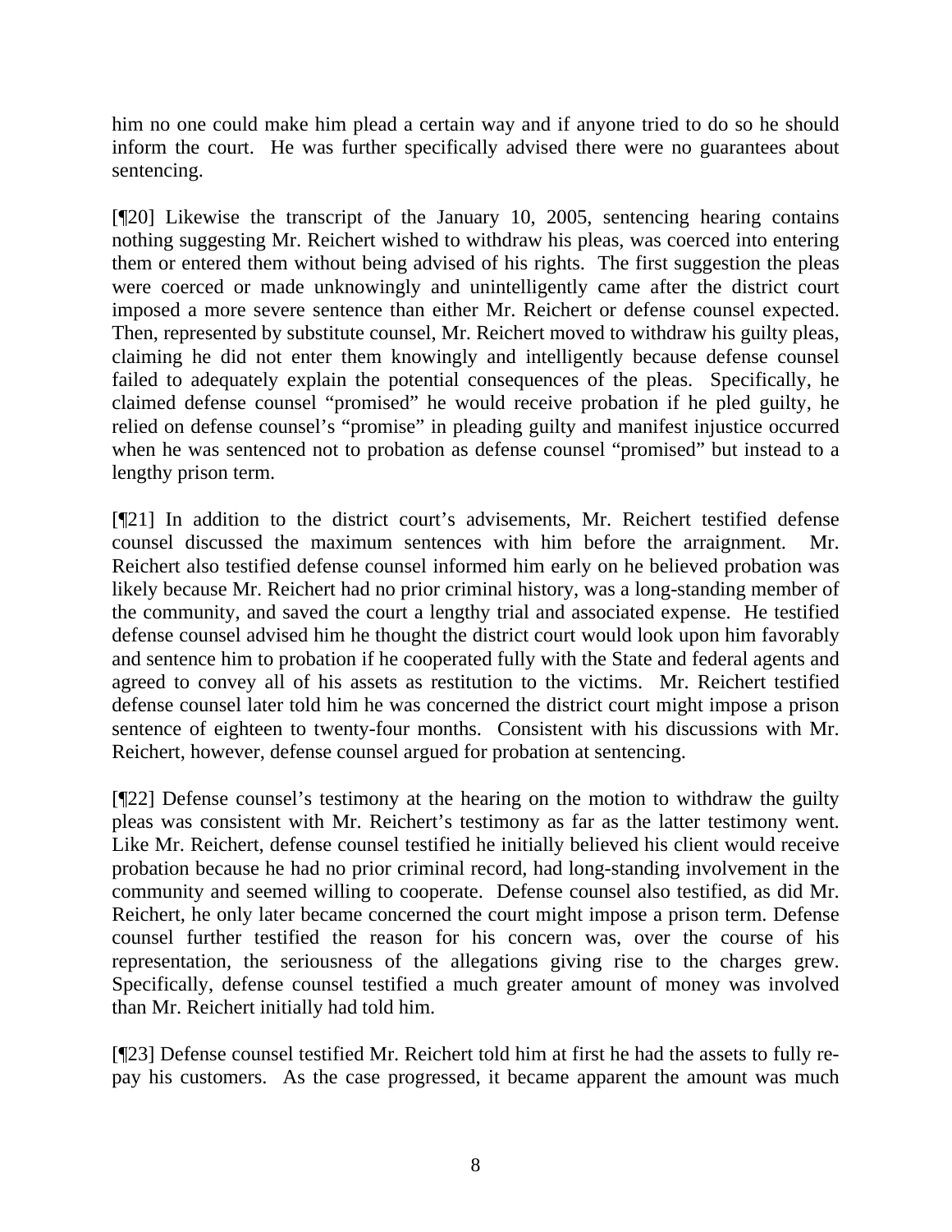him no one could make him plead a certain way and if anyone tried to do so he should inform the court. He was further specifically advised there were no guarantees about sentencing.

[¶20] Likewise the transcript of the January 10, 2005, sentencing hearing contains nothing suggesting Mr. Reichert wished to withdraw his pleas, was coerced into entering them or entered them without being advised of his rights. The first suggestion the pleas were coerced or made unknowingly and unintelligently came after the district court imposed a more severe sentence than either Mr. Reichert or defense counsel expected. Then, represented by substitute counsel, Mr. Reichert moved to withdraw his guilty pleas, claiming he did not enter them knowingly and intelligently because defense counsel failed to adequately explain the potential consequences of the pleas. Specifically, he claimed defense counsel "promised" he would receive probation if he pled guilty, he relied on defense counsel's "promise" in pleading guilty and manifest injustice occurred when he was sentenced not to probation as defense counsel "promised" but instead to a lengthy prison term.

[¶21] In addition to the district court's advisements, Mr. Reichert testified defense counsel discussed the maximum sentences with him before the arraignment. Mr. Reichert also testified defense counsel informed him early on he believed probation was likely because Mr. Reichert had no prior criminal history, was a long-standing member of the community, and saved the court a lengthy trial and associated expense. He testified defense counsel advised him he thought the district court would look upon him favorably and sentence him to probation if he cooperated fully with the State and federal agents and agreed to convey all of his assets as restitution to the victims. Mr. Reichert testified defense counsel later told him he was concerned the district court might impose a prison sentence of eighteen to twenty-four months. Consistent with his discussions with Mr. Reichert, however, defense counsel argued for probation at sentencing.

[¶22] Defense counsel's testimony at the hearing on the motion to withdraw the guilty pleas was consistent with Mr. Reichert's testimony as far as the latter testimony went. Like Mr. Reichert, defense counsel testified he initially believed his client would receive probation because he had no prior criminal record, had long-standing involvement in the community and seemed willing to cooperate. Defense counsel also testified, as did Mr. Reichert, he only later became concerned the court might impose a prison term. Defense counsel further testified the reason for his concern was, over the course of his representation, the seriousness of the allegations giving rise to the charges grew. Specifically, defense counsel testified a much greater amount of money was involved than Mr. Reichert initially had told him.

[¶23] Defense counsel testified Mr. Reichert told him at first he had the assets to fully re-pay his customers. As the case progressed, it became apparent the amount was much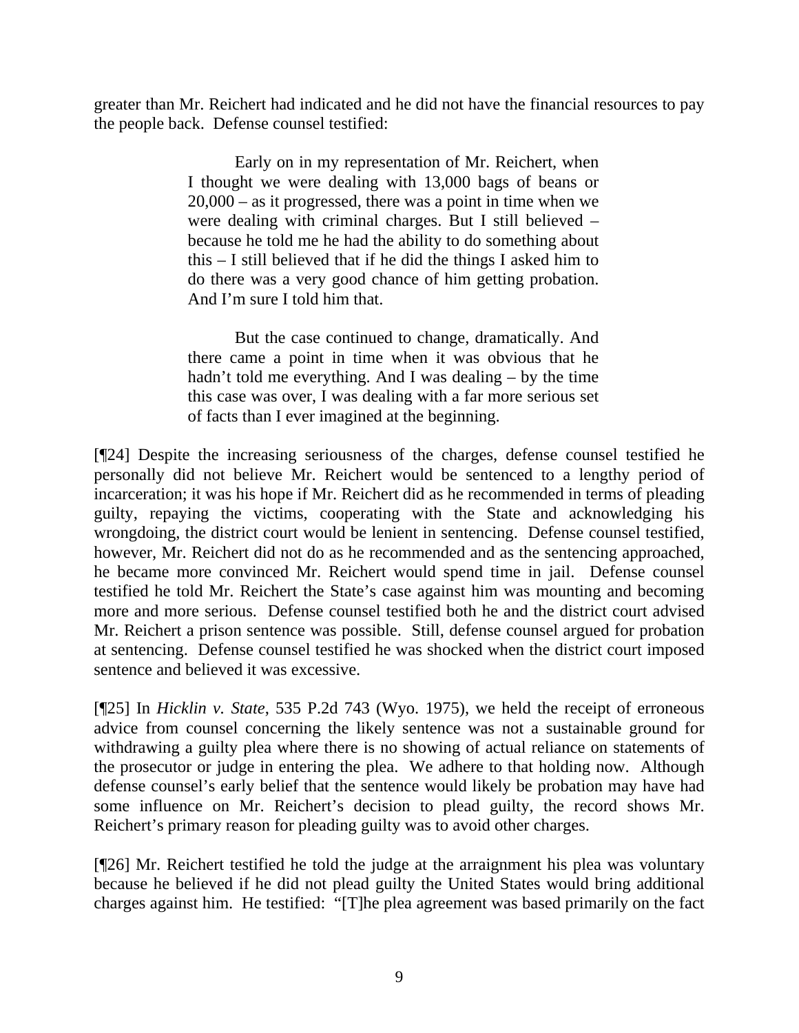greater than Mr. Reichert had indicated and he did not have the financial resources to pay the people back. Defense counsel testified:

> Early on in my representation of Mr. Reichert, when I thought we were dealing with 13,000 bags of beans or 20,000 – as it progressed, there was a point in time when we were dealing with criminal charges. But I still believed – because he told me he had the ability to do something about this – I still believed that if he did the things I asked him to do there was a very good chance of him getting probation. And I'm sure I told him that.
>
> But the case continued to change, dramatically. And there came a point in time when it was obvious that he hadn't told me everything. And I was dealing – by the time this case was over, I was dealing with a far more serious set of facts than I ever imagined at the beginning.

[¶24] Despite the increasing seriousness of the charges, defense counsel testified he personally did not believe Mr. Reichert would be sentenced to a lengthy period of incarceration; it was his hope if Mr. Reichert did as he recommended in terms of pleading guilty, repaying the victims, cooperating with the State and acknowledging his wrongdoing, the district court would be lenient in sentencing. Defense counsel testified, however, Mr. Reichert did not do as he recommended and as the sentencing approached, he became more convinced Mr. Reichert would spend time in jail. Defense counsel testified he told Mr. Reichert the State's case against him was mounting and becoming more and more serious. Defense counsel testified both he and the district court advised Mr. Reichert a prison sentence was possible. Still, defense counsel argued for probation at sentencing. Defense counsel testified he was shocked when the district court imposed sentence and believed it was excessive.

[¶25] In *Hicklin v. State*, 535 P.2d 743 (Wyo. 1975), we held the receipt of erroneous advice from counsel concerning the likely sentence was not a sustainable ground for withdrawing a guilty plea where there is no showing of actual reliance on statements of the prosecutor or judge in entering the plea. We adhere to that holding now. Although defense counsel's early belief that the sentence would likely be probation may have had some influence on Mr. Reichert's decision to plead guilty, the record shows Mr. Reichert's primary reason for pleading guilty was to avoid other charges.

[¶26] Mr. Reichert testified he told the judge at the arraignment his plea was voluntary because he believed if he did not plead guilty the United States would bring additional charges against him. He testified: "[T]he plea agreement was based primarily on the fact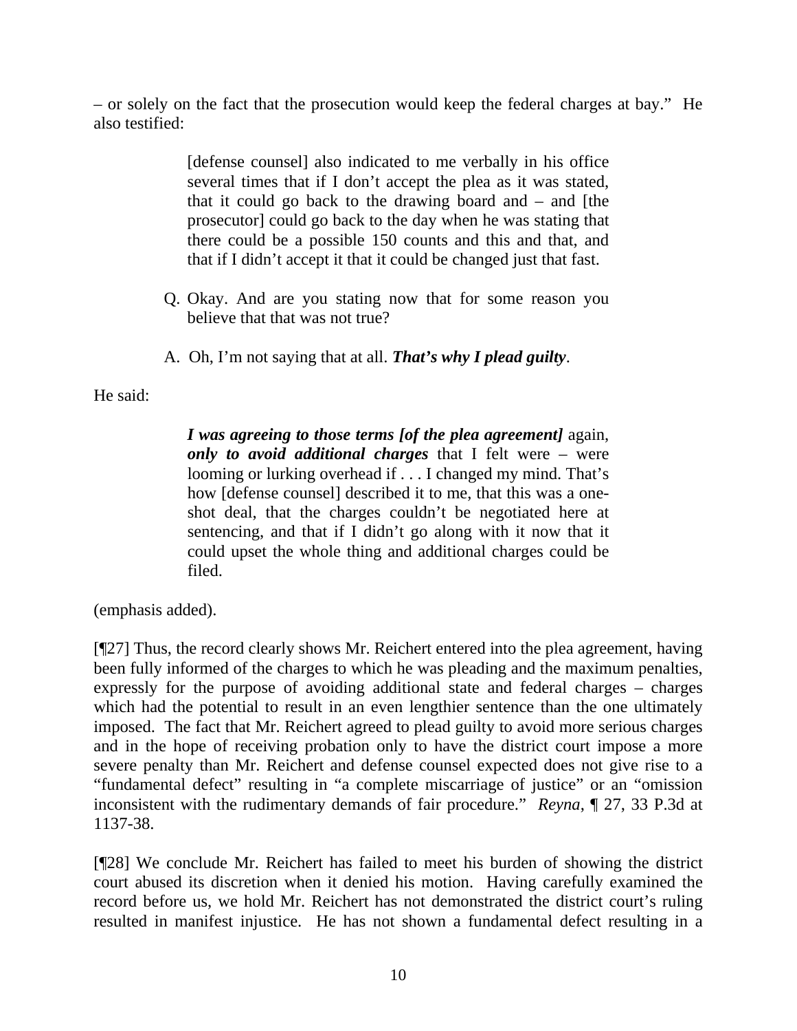– or solely on the fact that the prosecution would keep the federal charges at bay." He also testified:

> [defense counsel] also indicated to me verbally in his office several times that if I don't accept the plea as it was stated, that it could go back to the drawing board and – and [the prosecutor] could go back to the day when he was stating that there could be a possible 150 counts and this and that, and that if I didn't accept it that it could be changed just that fast.
>
> Q. Okay. And are you stating now that for some reason you believe that that was not true?
>
> A. Oh, I'm not saying that at all. ***That's why I plead guilty***.

He said:

> ***I was agreeing to those terms [of the plea agreement]*** again, ***only to avoid additional charges*** that I felt were – were looming or lurking overhead if . . . I changed my mind. That's how [defense counsel] described it to me, that this was a one-shot deal, that the charges couldn't be negotiated here at sentencing, and that if I didn't go along with it now that it could upset the whole thing and additional charges could be filed.

(emphasis added).

[¶27] Thus, the record clearly shows Mr. Reichert entered into the plea agreement, having been fully informed of the charges to which he was pleading and the maximum penalties, expressly for the purpose of avoiding additional state and federal charges – charges which had the potential to result in an even lengthier sentence than the one ultimately imposed. The fact that Mr. Reichert agreed to plead guilty to avoid more serious charges and in the hope of receiving probation only to have the district court impose a more severe penalty than Mr. Reichert and defense counsel expected does not give rise to a "fundamental defect" resulting in "a complete miscarriage of justice" or an "omission inconsistent with the rudimentary demands of fair procedure." *Reyna*, ¶ 27, 33 P.3d at 1137-38.

[¶28] We conclude Mr. Reichert has failed to meet his burden of showing the district court abused its discretion when it denied his motion. Having carefully examined the record before us, we hold Mr. Reichert has not demonstrated the district court's ruling resulted in manifest injustice. He has not shown a fundamental defect resulting in a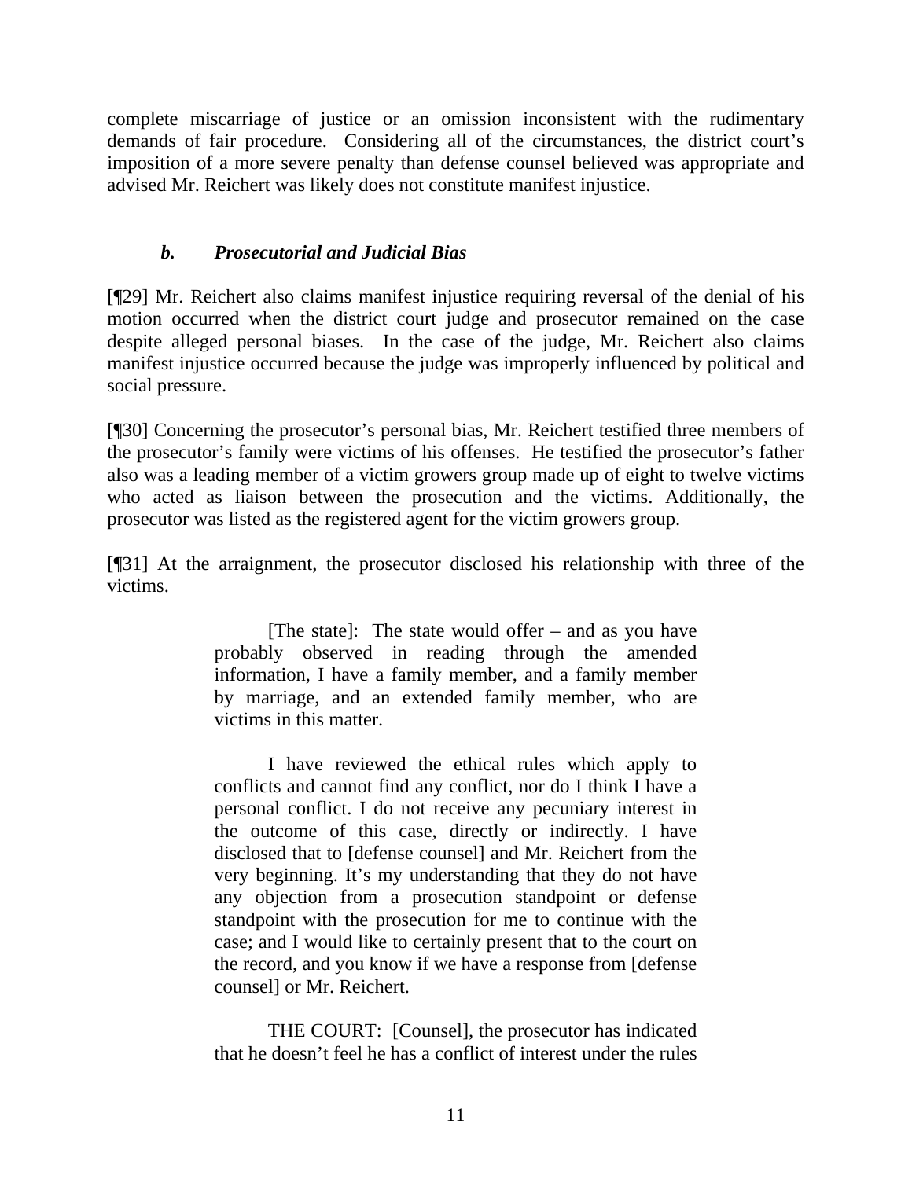complete miscarriage of justice or an omission inconsistent with the rudimentary demands of fair procedure. Considering all of the circumstances, the district court's imposition of a more severe penalty than defense counsel believed was appropriate and advised Mr. Reichert was likely does not constitute manifest injustice.

### *b. Prosecutorial and Judicial Bias*

[¶29] Mr. Reichert also claims manifest injustice requiring reversal of the denial of his motion occurred when the district court judge and prosecutor remained on the case despite alleged personal biases. In the case of the judge, Mr. Reichert also claims manifest injustice occurred because the judge was improperly influenced by political and social pressure.

[¶30] Concerning the prosecutor's personal bias, Mr. Reichert testified three members of the prosecutor's family were victims of his offenses. He testified the prosecutor's father also was a leading member of a victim growers group made up of eight to twelve victims who acted as liaison between the prosecution and the victims. Additionally, the prosecutor was listed as the registered agent for the victim growers group.

[¶31] At the arraignment, the prosecutor disclosed his relationship with three of the victims.

> [The state]: The state would offer – and as you have probably observed in reading through the amended information, I have a family member, and a family member by marriage, and an extended family member, who are victims in this matter.
>
> I have reviewed the ethical rules which apply to conflicts and cannot find any conflict, nor do I think I have a personal conflict. I do not receive any pecuniary interest in the outcome of this case, directly or indirectly. I have disclosed that to [defense counsel] and Mr. Reichert from the very beginning. It's my understanding that they do not have any objection from a prosecution standpoint or defense standpoint with the prosecution for me to continue with the case; and I would like to certainly present that to the court on the record, and you know if we have a response from [defense counsel] or Mr. Reichert.
>
> THE COURT: [Counsel], the prosecutor has indicated that he doesn't feel he has a conflict of interest under the rules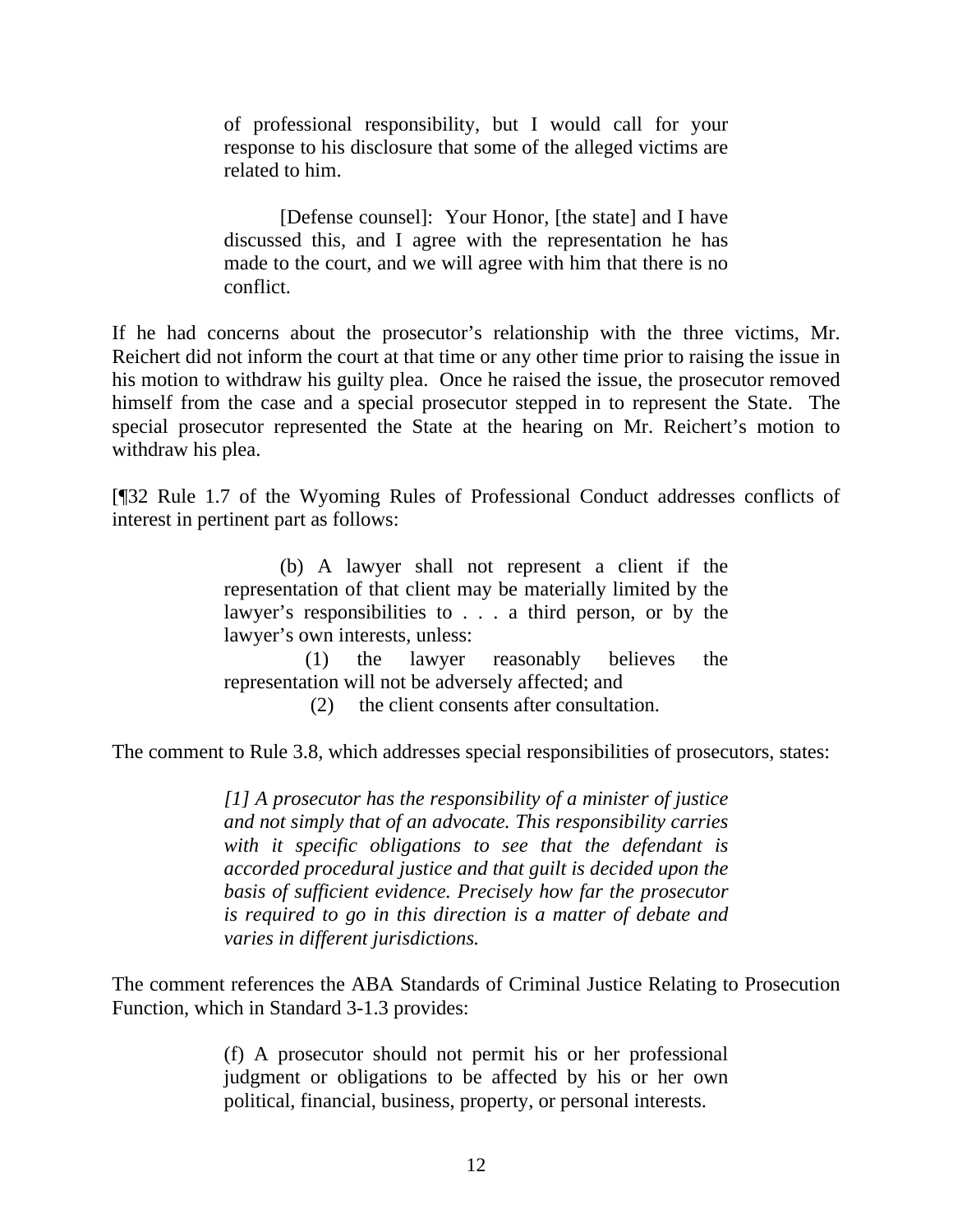> of professional responsibility, but I would call for your response to his disclosure that some of the alleged victims are related to him.
>
> [Defense counsel]: Your Honor, [the state] and I have discussed this, and I agree with the representation he has made to the court, and we will agree with him that there is no conflict.

If he had concerns about the prosecutor's relationship with the three victims, Mr. Reichert did not inform the court at that time or any other time prior to raising the issue in his motion to withdraw his guilty plea. Once he raised the issue, the prosecutor removed himself from the case and a special prosecutor stepped in to represent the State. The special prosecutor represented the State at the hearing on Mr. Reichert's motion to withdraw his plea.

[¶32 Rule 1.7 of the Wyoming Rules of Professional Conduct addresses conflicts of interest in pertinent part as follows:

> (b) A lawyer shall not represent a client if the representation of that client may be materially limited by the lawyer's responsibilities to . . . a third person, or by the lawyer's own interests, unless:
>
> (1) the lawyer reasonably believes the representation will not be adversely affected; and
>
> (2) the client consents after consultation.

The comment to Rule 3.8, which addresses special responsibilities of prosecutors, states:

> *[1] A prosecutor has the responsibility of a minister of justice and not simply that of an advocate. This responsibility carries with it specific obligations to see that the defendant is accorded procedural justice and that guilt is decided upon the basis of sufficient evidence. Precisely how far the prosecutor is required to go in this direction is a matter of debate and varies in different jurisdictions.*

The comment references the ABA Standards of Criminal Justice Relating to Prosecution Function, which in Standard 3-1.3 provides:

> (f) A prosecutor should not permit his or her professional judgment or obligations to be affected by his or her own political, financial, business, property, or personal interests.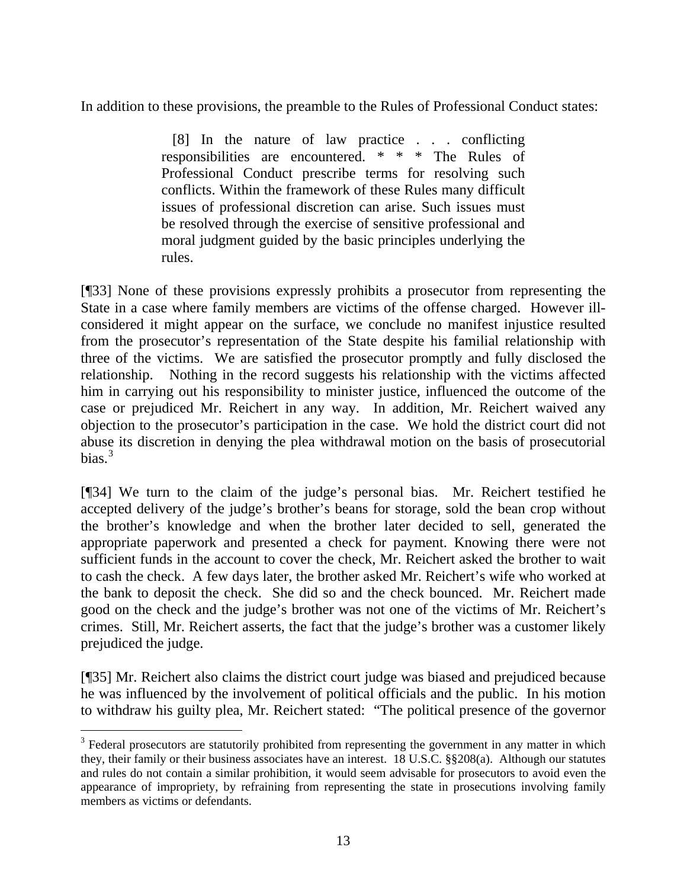In addition to these provisions, the preamble to the Rules of Professional Conduct states:

> [8] In the nature of law practice . . . conflicting responsibilities are encountered. * * * The Rules of Professional Conduct prescribe terms for resolving such conflicts. Within the framework of these Rules many difficult issues of professional discretion can arise. Such issues must be resolved through the exercise of sensitive professional and moral judgment guided by the basic principles underlying the rules.

[¶33] None of these provisions expressly prohibits a prosecutor from representing the State in a case where family members are victims of the offense charged. However ill-considered it might appear on the surface, we conclude no manifest injustice resulted from the prosecutor's representation of the State despite his familial relationship with three of the victims. We are satisfied the prosecutor promptly and fully disclosed the relationship. Nothing in the record suggests his relationship with the victims affected him in carrying out his responsibility to minister justice, influenced the outcome of the case or prejudiced Mr. Reichert in any way. In addition, Mr. Reichert waived any objection to the prosecutor's participation in the case. We hold the district court did not abuse its discretion in denying the plea withdrawal motion on the basis of prosecutorial bias.[3]

[¶34] We turn to the claim of the judge's personal bias. Mr. Reichert testified he accepted delivery of the judge's brother's beans for storage, sold the bean crop without the brother's knowledge and when the brother later decided to sell, generated the appropriate paperwork and presented a check for payment. Knowing there were not sufficient funds in the account to cover the check, Mr. Reichert asked the brother to wait to cash the check. A few days later, the brother asked Mr. Reichert's wife who worked at the bank to deposit the check. She did so and the check bounced. Mr. Reichert made good on the check and the judge's brother was not one of the victims of Mr. Reichert's crimes. Still, Mr. Reichert asserts, the fact that the judge's brother was a customer likely prejudiced the judge.

[¶35] Mr. Reichert also claims the district court judge was biased and prejudiced because he was influenced by the involvement of political officials and the public. In his motion to withdraw his guilty plea, Mr. Reichert stated: "The political presence of the governor

---

[3] Federal prosecutors are statutorily prohibited from representing the government in any matter in which they, their family or their business associates have an interest. 18 U.S.C. §§208(a). Although our statutes and rules do not contain a similar prohibition, it would seem advisable for prosecutors to avoid even the appearance of impropriety, by refraining from representing the state in prosecutions involving family members as victims or defendants.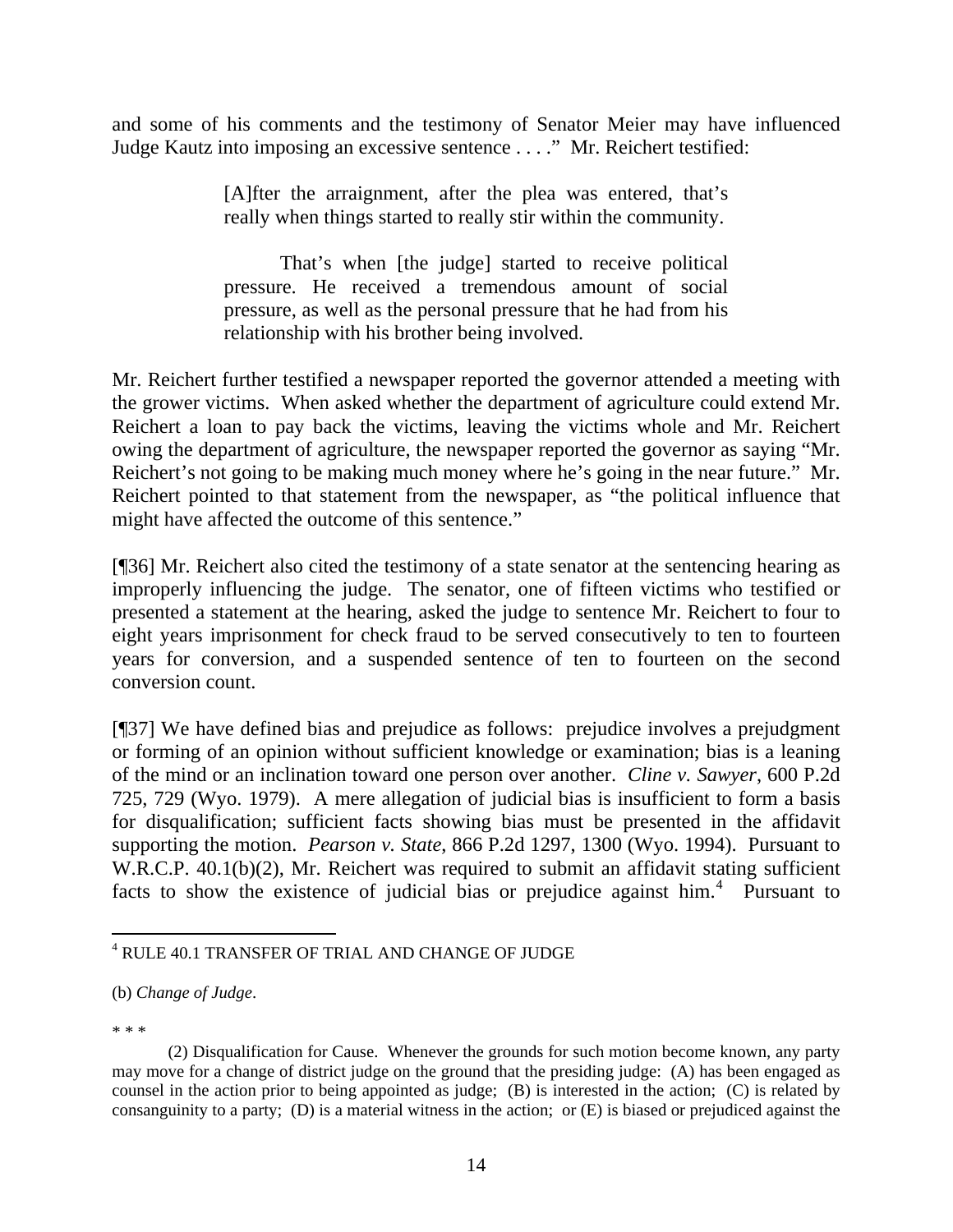and some of his comments and the testimony of Senator Meier may have influenced Judge Kautz into imposing an excessive sentence . . . ." Mr. Reichert testified:

> [A]fter the arraignment, after the plea was entered, that's really when things started to really stir within the community.
>
> That's when [the judge] started to receive political pressure. He received a tremendous amount of social pressure, as well as the personal pressure that he had from his relationship with his brother being involved.

Mr. Reichert further testified a newspaper reported the governor attended a meeting with the grower victims. When asked whether the department of agriculture could extend Mr. Reichert a loan to pay back the victims, leaving the victims whole and Mr. Reichert owing the department of agriculture, the newspaper reported the governor as saying "Mr. Reichert's not going to be making much money where he's going in the near future." Mr. Reichert pointed to that statement from the newspaper, as "the political influence that might have affected the outcome of this sentence."

[¶36] Mr. Reichert also cited the testimony of a state senator at the sentencing hearing as improperly influencing the judge. The senator, one of fifteen victims who testified or presented a statement at the hearing, asked the judge to sentence Mr. Reichert to four to eight years imprisonment for check fraud to be served consecutively to ten to fourteen years for conversion, and a suspended sentence of ten to fourteen on the second conversion count.

[¶37] We have defined bias and prejudice as follows: prejudice involves a prejudgment or forming of an opinion without sufficient knowledge or examination; bias is a leaning of the mind or an inclination toward one person over another. *Cline v. Sawyer*, 600 P.2d 725, 729 (Wyo. 1979). A mere allegation of judicial bias is insufficient to form a basis for disqualification; sufficient facts showing bias must be presented in the affidavit supporting the motion. *Pearson v. State*, 866 P.2d 1297, 1300 (Wyo. 1994). Pursuant to W.R.C.P. 40.1(b)(2), Mr. Reichert was required to submit an affidavit stating sufficient facts to show the existence of judicial bias or prejudice against him.[4] Pursuant to

---

[4] RULE 40.1 TRANSFER OF TRIAL AND CHANGE OF JUDGE

(b) *Change of Judge*.

* * *

(2) Disqualification for Cause. Whenever the grounds for such motion become known, any party may move for a change of district judge on the ground that the presiding judge: (A) has been engaged as counsel in the action prior to being appointed as judge; (B) is interested in the action; (C) is related by consanguinity to a party; (D) is a material witness in the action; or (E) is biased or prejudiced against the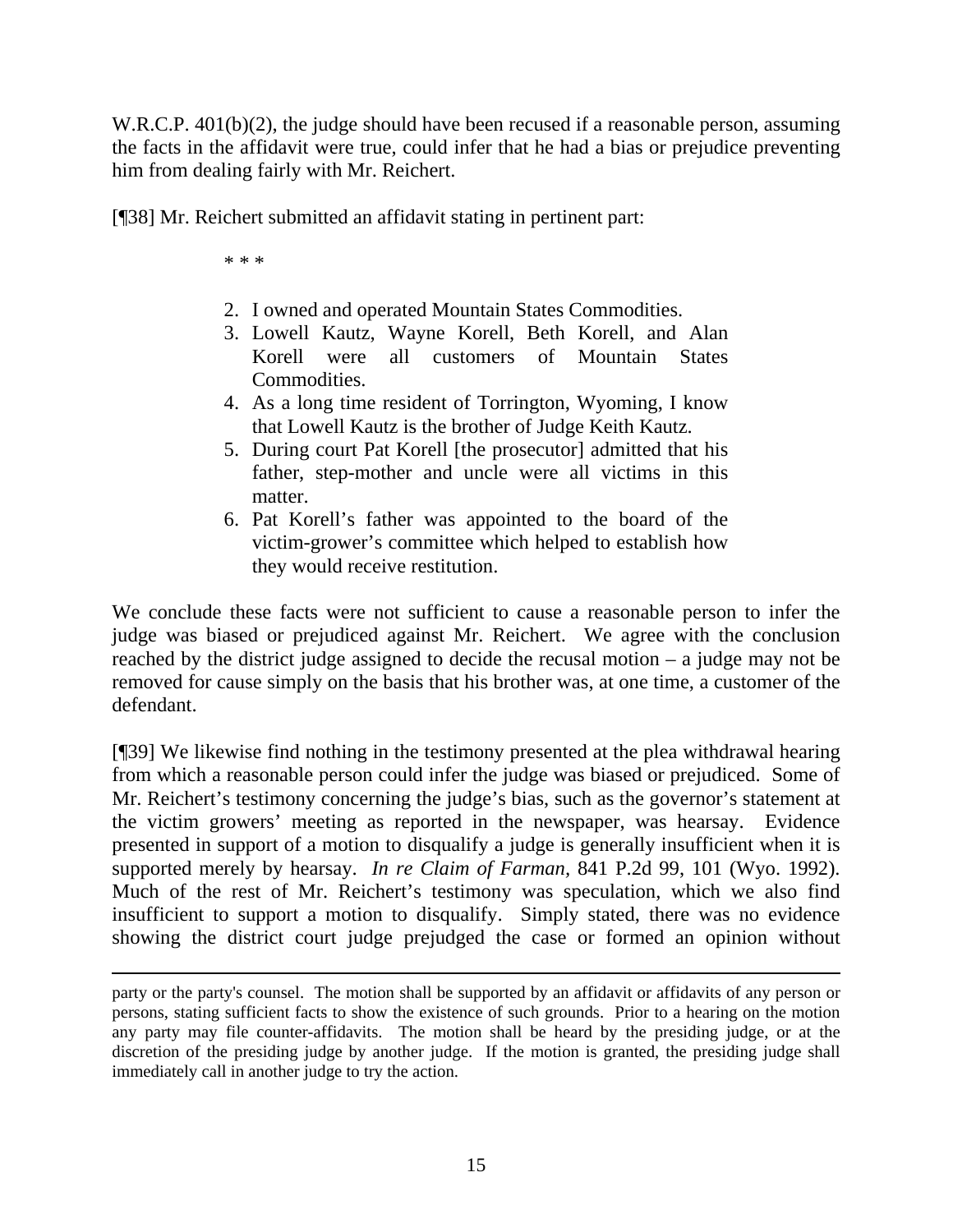W.R.C.P. 401(b)(2), the judge should have been recused if a reasonable person, assuming the facts in the affidavit were true, could infer that he had a bias or prejudice preventing him from dealing fairly with Mr. Reichert.

[¶38] Mr. Reichert submitted an affidavit stating in pertinent part:

> * * *
>
> 2. I owned and operated Mountain States Commodities.
> 3. Lowell Kautz, Wayne Korell, Beth Korell, and Alan Korell were all customers of Mountain States Commodities.
> 4. As a long time resident of Torrington, Wyoming, I know that Lowell Kautz is the brother of Judge Keith Kautz.
> 5. During court Pat Korell [the prosecutor] admitted that his father, step-mother and uncle were all victims in this matter.
> 6. Pat Korell's father was appointed to the board of the victim-grower's committee which helped to establish how they would receive restitution.

We conclude these facts were not sufficient to cause a reasonable person to infer the judge was biased or prejudiced against Mr. Reichert. We agree with the conclusion reached by the district judge assigned to decide the recusal motion – a judge may not be removed for cause simply on the basis that his brother was, at one time, a customer of the defendant.

[¶39] We likewise find nothing in the testimony presented at the plea withdrawal hearing from which a reasonable person could infer the judge was biased or prejudiced. Some of Mr. Reichert's testimony concerning the judge's bias, such as the governor's statement at the victim growers' meeting as reported in the newspaper, was hearsay. Evidence presented in support of a motion to disqualify a judge is generally insufficient when it is supported merely by hearsay. *In re Claim of Farman*, 841 P.2d 99, 101 (Wyo. 1992). Much of the rest of Mr. Reichert's testimony was speculation, which we also find insufficient to support a motion to disqualify. Simply stated, there was no evidence showing the district court judge prejudged the case or formed an opinion without

---

party or the party's counsel. The motion shall be supported by an affidavit or affidavits of any person or persons, stating sufficient facts to show the existence of such grounds. Prior to a hearing on the motion any party may file counter-affidavits. The motion shall be heard by the presiding judge, or at the discretion of the presiding judge by another judge. If the motion is granted, the presiding judge shall immediately call in another judge to try the action.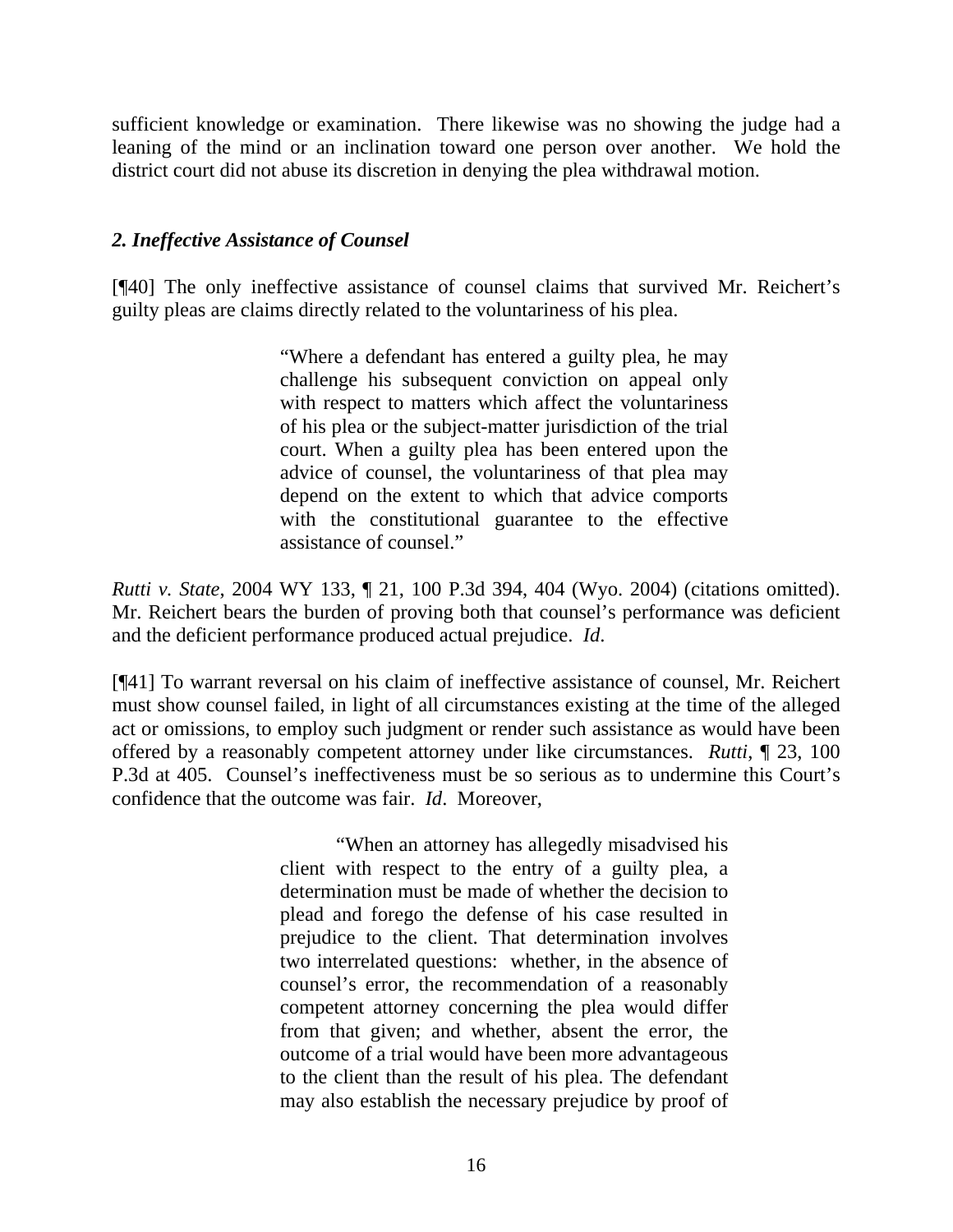sufficient knowledge or examination. There likewise was no showing the judge had a leaning of the mind or an inclination toward one person over another. We hold the district court did not abuse its discretion in denying the plea withdrawal motion.

### *2. Ineffective Assistance of Counsel*

[¶40] The only ineffective assistance of counsel claims that survived Mr. Reichert's guilty pleas are claims directly related to the voluntariness of his plea.

> "Where a defendant has entered a guilty plea, he may challenge his subsequent conviction on appeal only with respect to matters which affect the voluntariness of his plea or the subject-matter jurisdiction of the trial court. When a guilty plea has been entered upon the advice of counsel, the voluntariness of that plea may depend on the extent to which that advice comports with the constitutional guarantee to the effective assistance of counsel."

*Rutti v. State*, 2004 WY 133, ¶ 21, 100 P.3d 394, 404 (Wyo. 2004) (citations omitted). Mr. Reichert bears the burden of proving both that counsel's performance was deficient and the deficient performance produced actual prejudice. *Id*.

[¶41] To warrant reversal on his claim of ineffective assistance of counsel, Mr. Reichert must show counsel failed, in light of all circumstances existing at the time of the alleged act or omissions, to employ such judgment or render such assistance as would have been offered by a reasonably competent attorney under like circumstances. *Rutti*, ¶ 23, 100 P.3d at 405. Counsel's ineffectiveness must be so serious as to undermine this Court's confidence that the outcome was fair. *Id*. Moreover,

> "When an attorney has allegedly misadvised his client with respect to the entry of a guilty plea, a determination must be made of whether the decision to plead and forego the defense of his case resulted in prejudice to the client. That determination involves two interrelated questions: whether, in the absence of counsel's error, the recommendation of a reasonably competent attorney concerning the plea would differ from that given; and whether, absent the error, the outcome of a trial would have been more advantageous to the client than the result of his plea. The defendant may also establish the necessary prejudice by proof of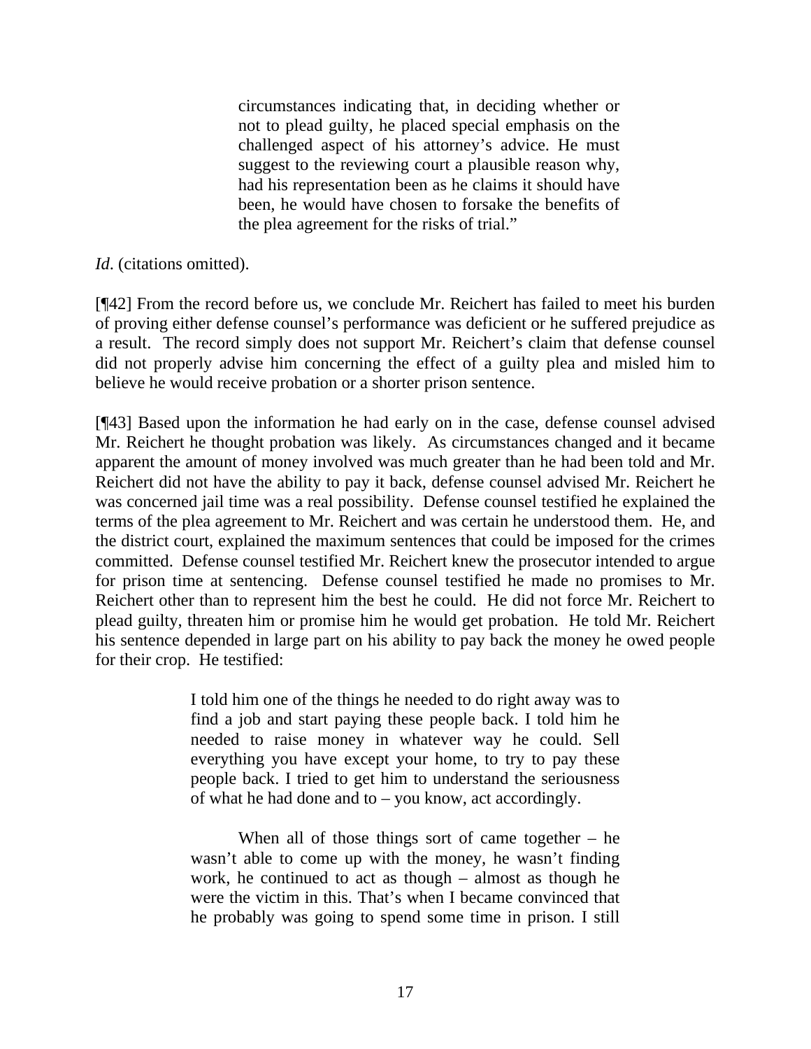> circumstances indicating that, in deciding whether or not to plead guilty, he placed special emphasis on the challenged aspect of his attorney's advice. He must suggest to the reviewing court a plausible reason why, had his representation been as he claims it should have been, he would have chosen to forsake the benefits of the plea agreement for the risks of trial."

*Id*. (citations omitted).

[¶42] From the record before us, we conclude Mr. Reichert has failed to meet his burden of proving either defense counsel's performance was deficient or he suffered prejudice as a result. The record simply does not support Mr. Reichert's claim that defense counsel did not properly advise him concerning the effect of a guilty plea and misled him to believe he would receive probation or a shorter prison sentence.

[¶43] Based upon the information he had early on in the case, defense counsel advised Mr. Reichert he thought probation was likely. As circumstances changed and it became apparent the amount of money involved was much greater than he had been told and Mr. Reichert did not have the ability to pay it back, defense counsel advised Mr. Reichert he was concerned jail time was a real possibility. Defense counsel testified he explained the terms of the plea agreement to Mr. Reichert and was certain he understood them. He, and the district court, explained the maximum sentences that could be imposed for the crimes committed. Defense counsel testified Mr. Reichert knew the prosecutor intended to argue for prison time at sentencing. Defense counsel testified he made no promises to Mr. Reichert other than to represent him the best he could. He did not force Mr. Reichert to plead guilty, threaten him or promise him he would get probation. He told Mr. Reichert his sentence depended in large part on his ability to pay back the money he owed people for their crop. He testified:

> I told him one of the things he needed to do right away was to find a job and start paying these people back. I told him he needed to raise money in whatever way he could. Sell everything you have except your home, to try to pay these people back. I tried to get him to understand the seriousness of what he had done and to – you know, act accordingly.
>
> When all of those things sort of came together – he wasn't able to come up with the money, he wasn't finding work, he continued to act as though – almost as though he were the victim in this. That's when I became convinced that he probably was going to spend some time in prison. I still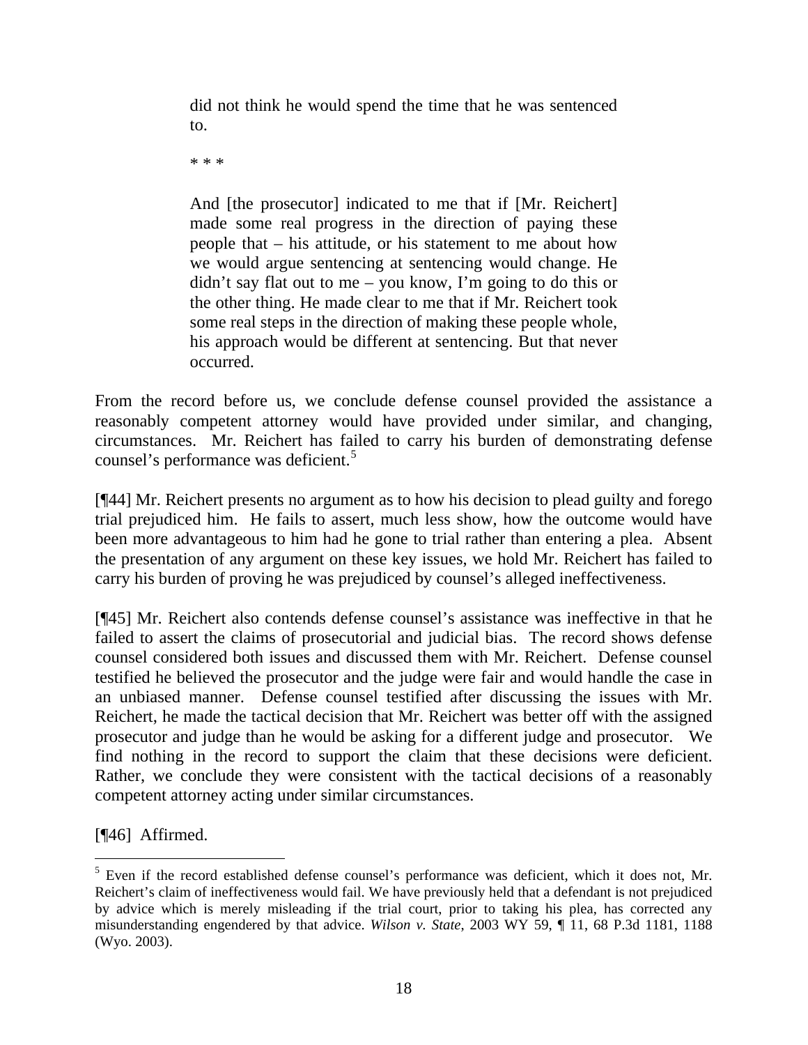> did not think he would spend the time that he was sentenced to.
>
> * * *
>
> And [the prosecutor] indicated to me that if [Mr. Reichert] made some real progress in the direction of paying these people that – his attitude, or his statement to me about how we would argue sentencing at sentencing would change. He didn't say flat out to me – you know, I'm going to do this or the other thing. He made clear to me that if Mr. Reichert took some real steps in the direction of making these people whole, his approach would be different at sentencing. But that never occurred.

From the record before us, we conclude defense counsel provided the assistance a reasonably competent attorney would have provided under similar, and changing, circumstances. Mr. Reichert has failed to carry his burden of demonstrating defense counsel's performance was deficient.[5]

[¶44] Mr. Reichert presents no argument as to how his decision to plead guilty and forego trial prejudiced him. He fails to assert, much less show, how the outcome would have been more advantageous to him had he gone to trial rather than entering a plea. Absent the presentation of any argument on these key issues, we hold Mr. Reichert has failed to carry his burden of proving he was prejudiced by counsel's alleged ineffectiveness.

[¶45] Mr. Reichert also contends defense counsel's assistance was ineffective in that he failed to assert the claims of prosecutorial and judicial bias. The record shows defense counsel considered both issues and discussed them with Mr. Reichert. Defense counsel testified he believed the prosecutor and the judge were fair and would handle the case in an unbiased manner. Defense counsel testified after discussing the issues with Mr. Reichert, he made the tactical decision that Mr. Reichert was better off with the assigned prosecutor and judge than he would be asking for a different judge and prosecutor. We find nothing in the record to support the claim that these decisions were deficient. Rather, we conclude they were consistent with the tactical decisions of a reasonably competent attorney acting under similar circumstances.

[¶46] Affirmed.

---

[5] Even if the record established defense counsel's performance was deficient, which it does not, Mr. Reichert's claim of ineffectiveness would fail. We have previously held that a defendant is not prejudiced by advice which is merely misleading if the trial court, prior to taking his plea, has corrected any misunderstanding engendered by that advice. *Wilson v. State*, 2003 WY 59, ¶ 11, 68 P.3d 1181, 1188 (Wyo. 2003).